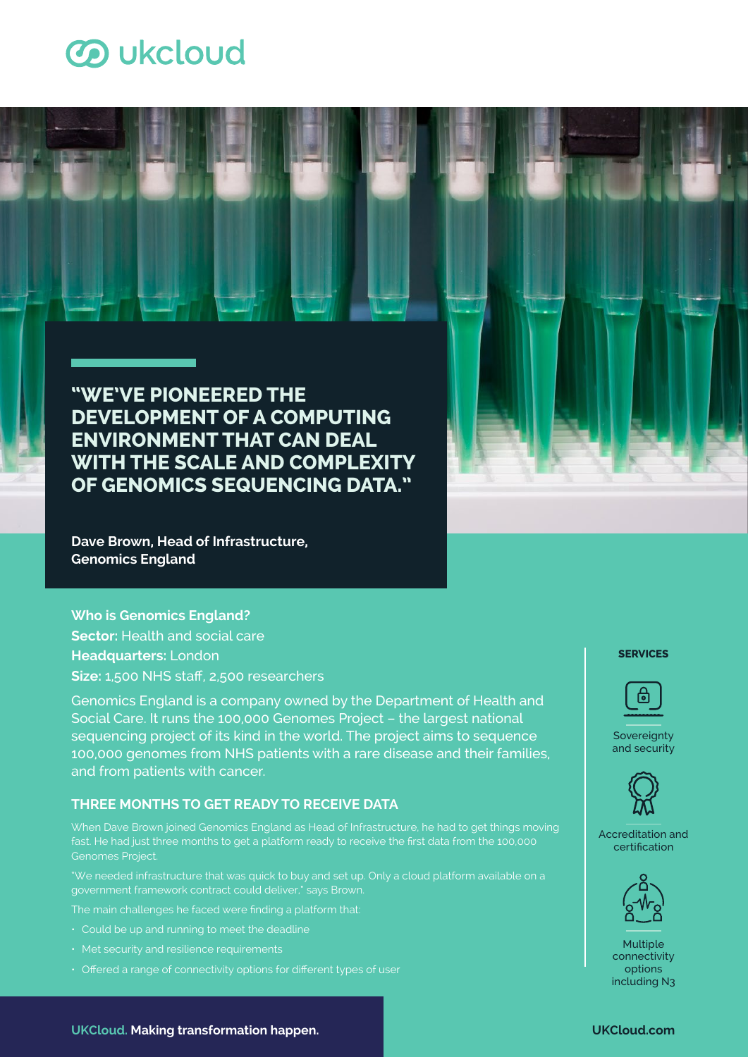# ukcloud

> **"WE'VE PIONEERED THE DEVELOPMENT OF A COMPUTING ENVIRONMENT THAT CAN DEAL WITH THE SCALE AND COMPLEXITY OF GENOMICS SEQUENCING DATA."**
>
> **Dave Brown, Head of Infrastructure, Genomics England**

**Who is Genomics England?**

**Sector:** Health and social care

**Headquarters:** London

**Size:** 1,500 NHS staff, 2,500 researchers

Genomics England is a company owned by the Department of Health and Social Care. It runs the 100,000 Genomes Project – the largest national sequencing project of its kind in the world. The project aims to sequence 100,000 genomes from NHS patients with a rare disease and their families, and from patients with cancer.

## THREE MONTHS TO GET READY TO RECEIVE DATA

When Dave Brown joined Genomics England as Head of Infrastructure, he had to get things moving fast. He had just three months to get a platform ready to receive the first data from the 100,000 Genomes Project.

"We needed infrastructure that was quick to buy and set up. Only a cloud platform available on a government framework contract could deliver," says Brown.

The main challenges he faced were finding a platform that:

- Could be up and running to meet the deadline
- Met security and resilience requirements
- Offered a range of connectivity options for different types of user

**SERVICES**

- Sovereignty and security
- Accreditation and certification
- Multiple connectivity options including N3

**UKCloud. Making transformation happen.**

**UKCloud.com**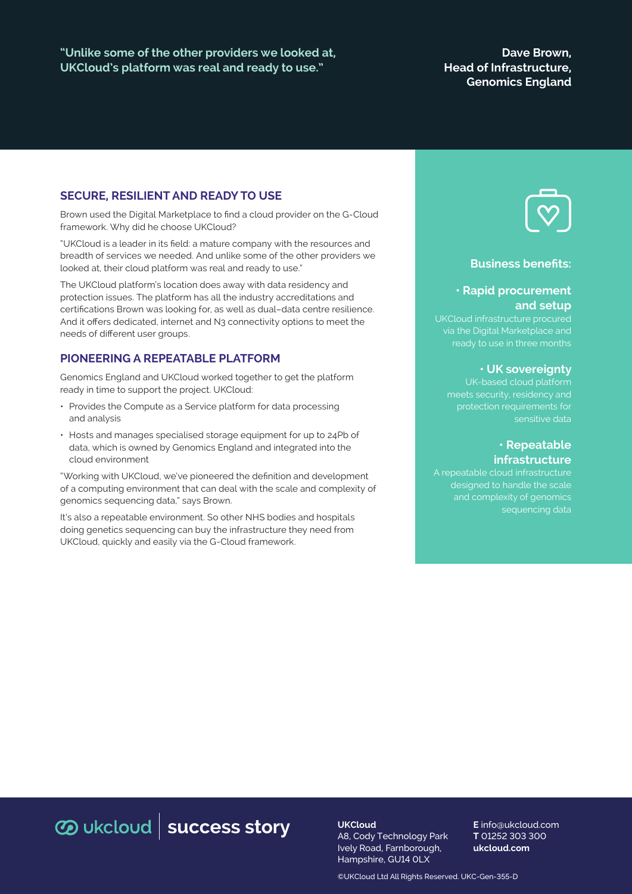**"Unlike some of the other providers we looked at, UKCloud's platform was real and ready to use."**

**Dave Brown, Head of Infrastructure, Genomics England**

## SECURE, RESILIENT AND READY TO USE

Brown used the Digital Marketplace to find a cloud provider on the G-Cloud framework. Why did he choose UKCloud?

"UKCloud is a leader in its field: a mature company with the resources and breadth of services we needed. And unlike some of the other providers we looked at, their cloud platform was real and ready to use."

The UKCloud platform's location does away with data residency and protection issues. The platform has all the industry accreditations and certifications Brown was looking for, as well as dual–data centre resilience. And it offers dedicated, internet and N3 connectivity options to meet the needs of different user groups.

## PIONEERING A REPEATABLE PLATFORM

Genomics England and UKCloud worked together to get the platform ready in time to support the project. UKCloud:

- Provides the Compute as a Service platform for data processing and analysis
- Hosts and manages specialised storage equipment for up to 24Pb of data, which is owned by Genomics England and integrated into the cloud environment

"Working with UKCloud, we've pioneered the definition and development of a computing environment that can deal with the scale and complexity of genomics sequencing data," says Brown.

It's also a repeatable environment. So other NHS bodies and hospitals doing genetics sequencing can buy the infrastructure they need from UKCloud, quickly and easily via the G-Cloud framework.

## Business benefits:

- **Rapid procurement and setup**
  UKCloud infrastructure procured via the Digital Marketplace and ready to use in three months
- **UK sovereignty**
  UK-based cloud platform meets security, residency and protection requirements for sensitive data
- **Repeatable infrastructure**
  A repeatable cloud infrastructure designed to handle the scale and complexity of genomics sequencing data

**ukcloud | success story**

**UKCloud**
A8, Cody Technology Park
Ively Road, Farnborough,
Hampshire, GU14 0LX

**E** info@ukcloud.com
**T** 01252 303 300
**ukcloud.com**

©UKCloud Ltd All Rights Reserved. UKC-Gen-355-D